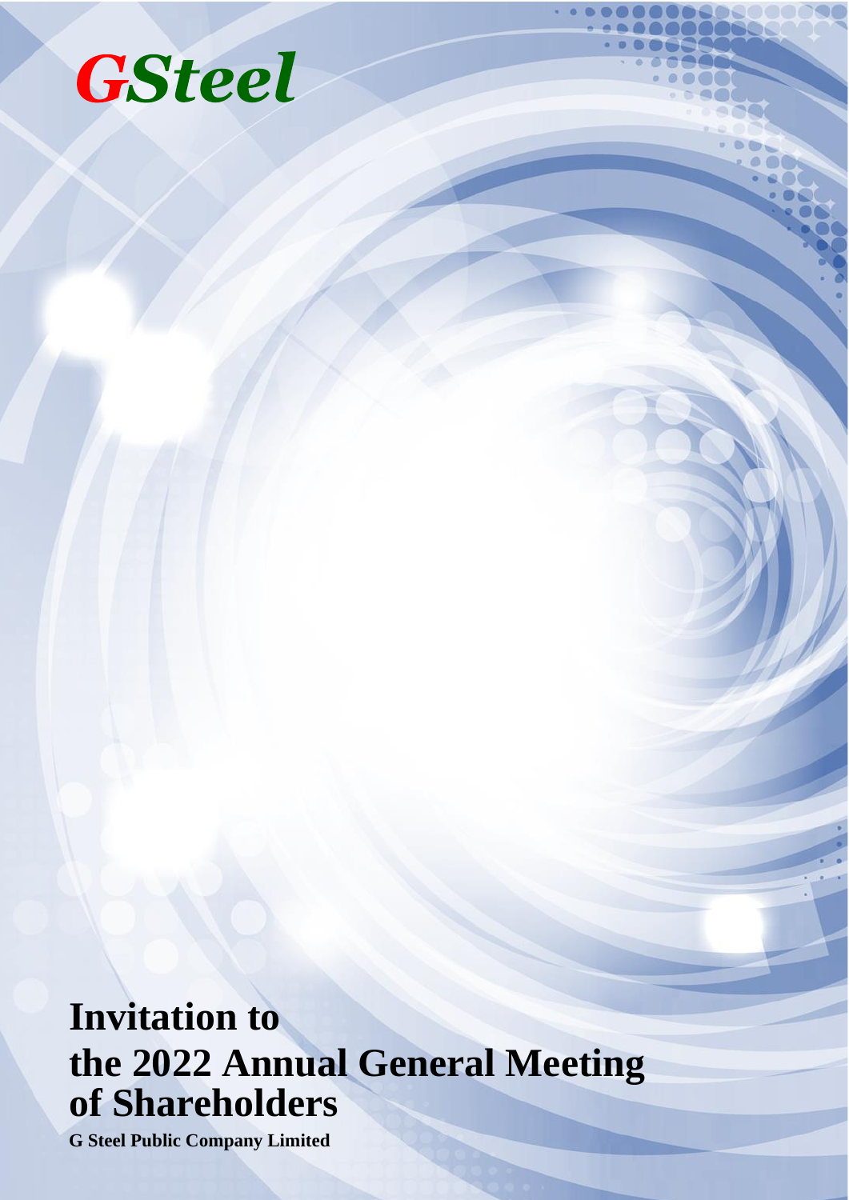*GSteel*

# Invitation to the 2022 Annual General Meeting of Shareholders

**G Steel Public Company Limited**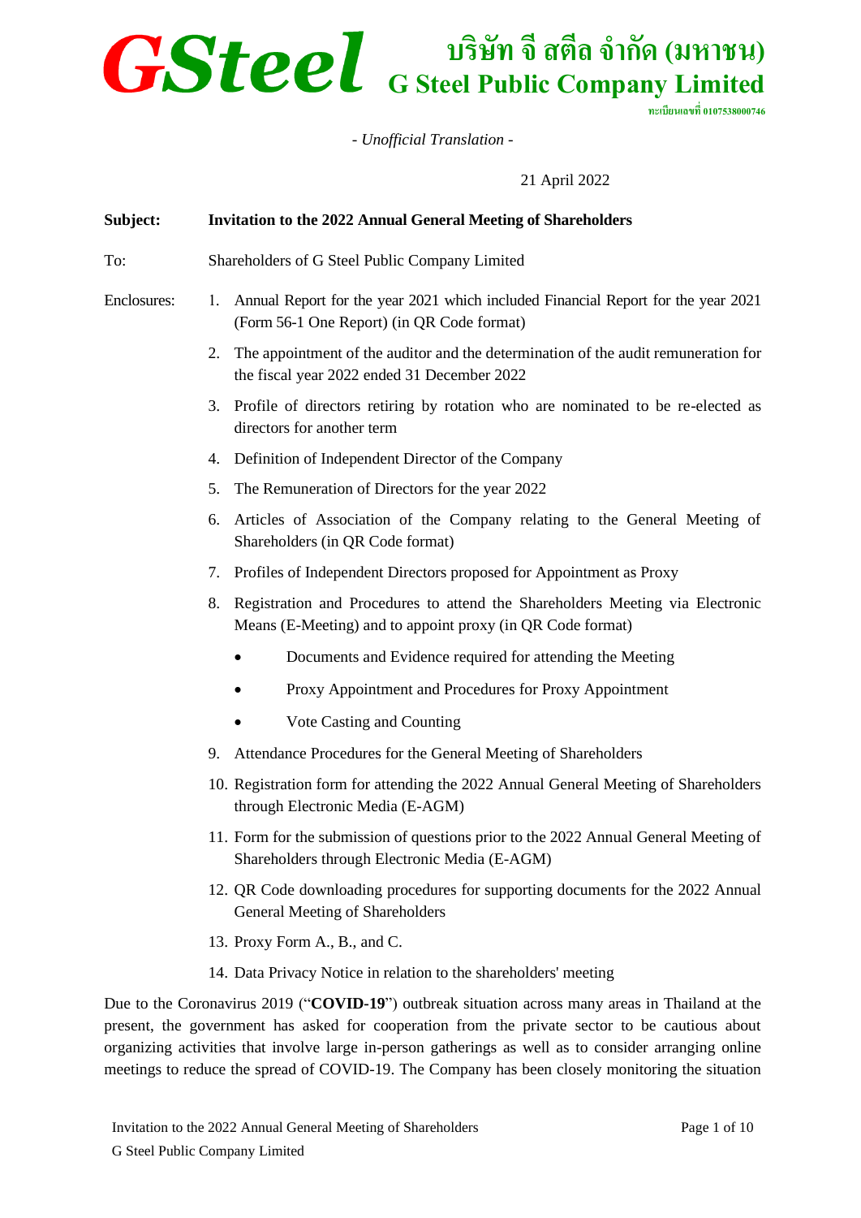# GSteel บริษัท จี สตีล จำกัด (มหาชน)
# G Steel Public Company Limited

ทะเบียนเลขที่ 0107538000746

*- Unofficial Translation -*

21 April 2022

**Subject:** **Invitation to the 2022 Annual General Meeting of Shareholders**

To: Shareholders of G Steel Public Company Limited

Enclosures:

1. Annual Report for the year 2021 which included Financial Report for the year 2021 (Form 56-1 One Report) (in QR Code format)
2. The appointment of the auditor and the determination of the audit remuneration for the fiscal year 2022 ended 31 December 2022
3. Profile of directors retiring by rotation who are nominated to be re-elected as directors for another term
4. Definition of Independent Director of the Company
5. The Remuneration of Directors for the year 2022
6. Articles of Association of the Company relating to the General Meeting of Shareholders (in QR Code format)
7. Profiles of Independent Directors proposed for Appointment as Proxy
8. Registration and Procedures to attend the Shareholders Meeting via Electronic Means (E-Meeting) and to appoint proxy (in QR Code format)
   - Documents and Evidence required for attending the Meeting
   - Proxy Appointment and Procedures for Proxy Appointment
   - Vote Casting and Counting
9. Attendance Procedures for the General Meeting of Shareholders
10. Registration form for attending the 2022 Annual General Meeting of Shareholders through Electronic Media (E-AGM)
11. Form for the submission of questions prior to the 2022 Annual General Meeting of Shareholders through Electronic Media (E-AGM)
12. QR Code downloading procedures for supporting documents for the 2022 Annual General Meeting of Shareholders
13. Proxy Form A., B., and C.
14. Data Privacy Notice in relation to the shareholders' meeting

Due to the Coronavirus 2019 ("**COVID-19**") outbreak situation across many areas in Thailand at the present, the government has asked for cooperation from the private sector to be cautious about organizing activities that involve large in-person gatherings as well as to consider arranging online meetings to reduce the spread of COVID-19. The Company has been closely monitoring the situation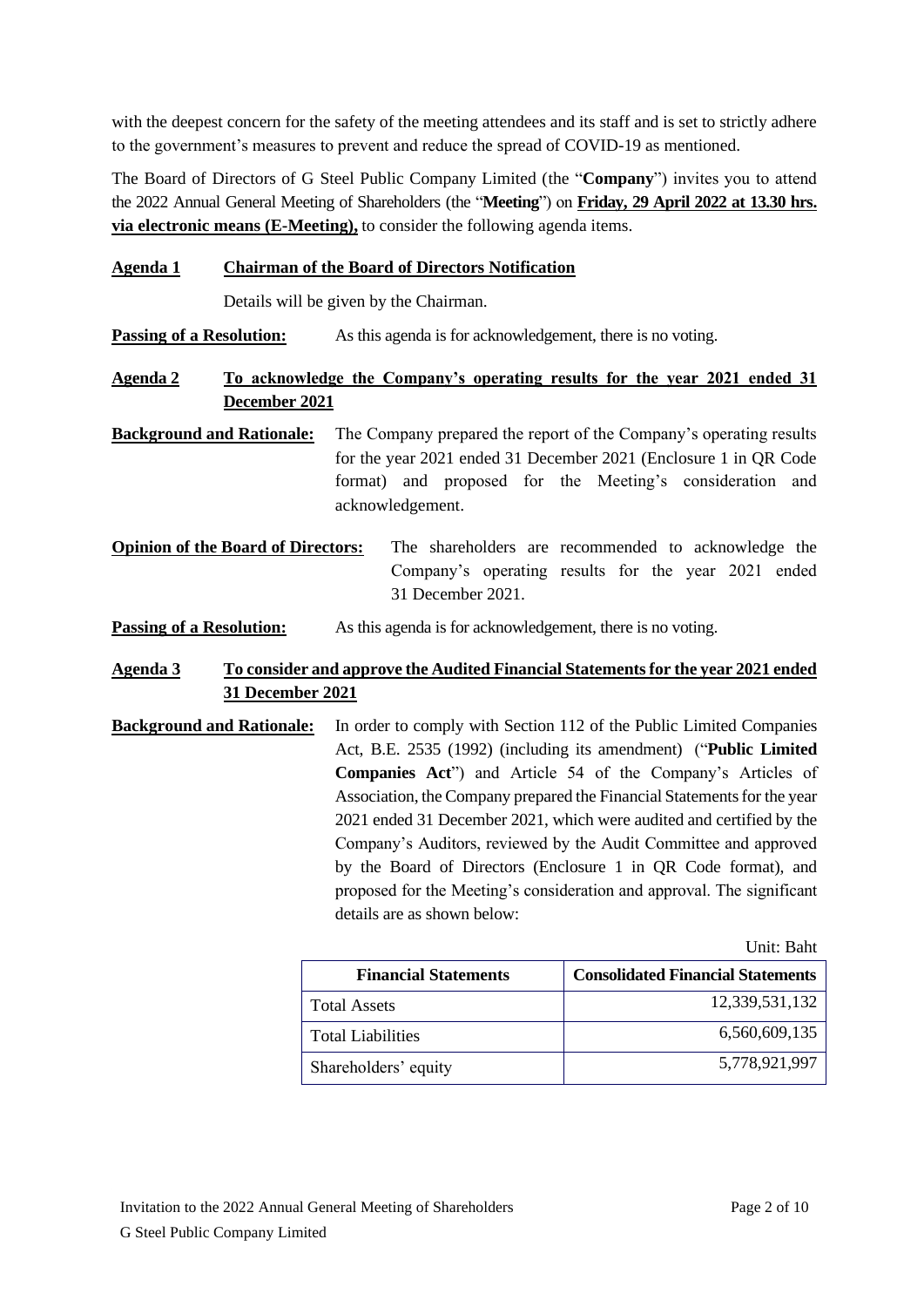with the deepest concern for the safety of the meeting attendees and its staff and is set to strictly adhere to the government's measures to prevent and reduce the spread of COVID-19 as mentioned.

The Board of Directors of G Steel Public Company Limited (the "**Company**") invites you to attend the 2022 Annual General Meeting of Shareholders (the "**Meeting**") on **Friday, 29 April 2022 at 13.30 hrs. via electronic means (E-Meeting),** to consider the following agenda items.

**Agenda 1 Chairman of the Board of Directors Notification**

Details will be given by the Chairman.

**Passing of a Resolution:** As this agenda is for acknowledgement, there is no voting.

**Agenda 2 To acknowledge the Company's operating results for the year 2021 ended 31 December 2021**

**Background and Rationale:** The Company prepared the report of the Company's operating results for the year 2021 ended 31 December 2021 (Enclosure 1 in QR Code format) and proposed for the Meeting's consideration and acknowledgement.

**Opinion of the Board of Directors:** The shareholders are recommended to acknowledge the Company's operating results for the year 2021 ended 31 December 2021.

**Passing of a Resolution:** As this agenda is for acknowledgement, there is no voting.

**Agenda 3 To consider and approve the Audited Financial Statements for the year 2021 ended 31 December 2021**

**Background and Rationale:** In order to comply with Section 112 of the Public Limited Companies Act, B.E. 2535 (1992) (including its amendment) ("**Public Limited Companies Act**") and Article 54 of the Company's Articles of Association, the Company prepared the Financial Statements for the year 2021 ended 31 December 2021, which were audited and certified by the Company's Auditors, reviewed by the Audit Committee and approved by the Board of Directors (Enclosure 1 in QR Code format), and proposed for the Meeting's consideration and approval. The significant details are as shown below:

Unit: Baht

| Financial Statements | Consolidated Financial Statements |
|---|---|
| Total Assets | 12,339,531,132 |
| Total Liabilities | 6,560,609,135 |
| Shareholders' equity | 5,778,921,997 |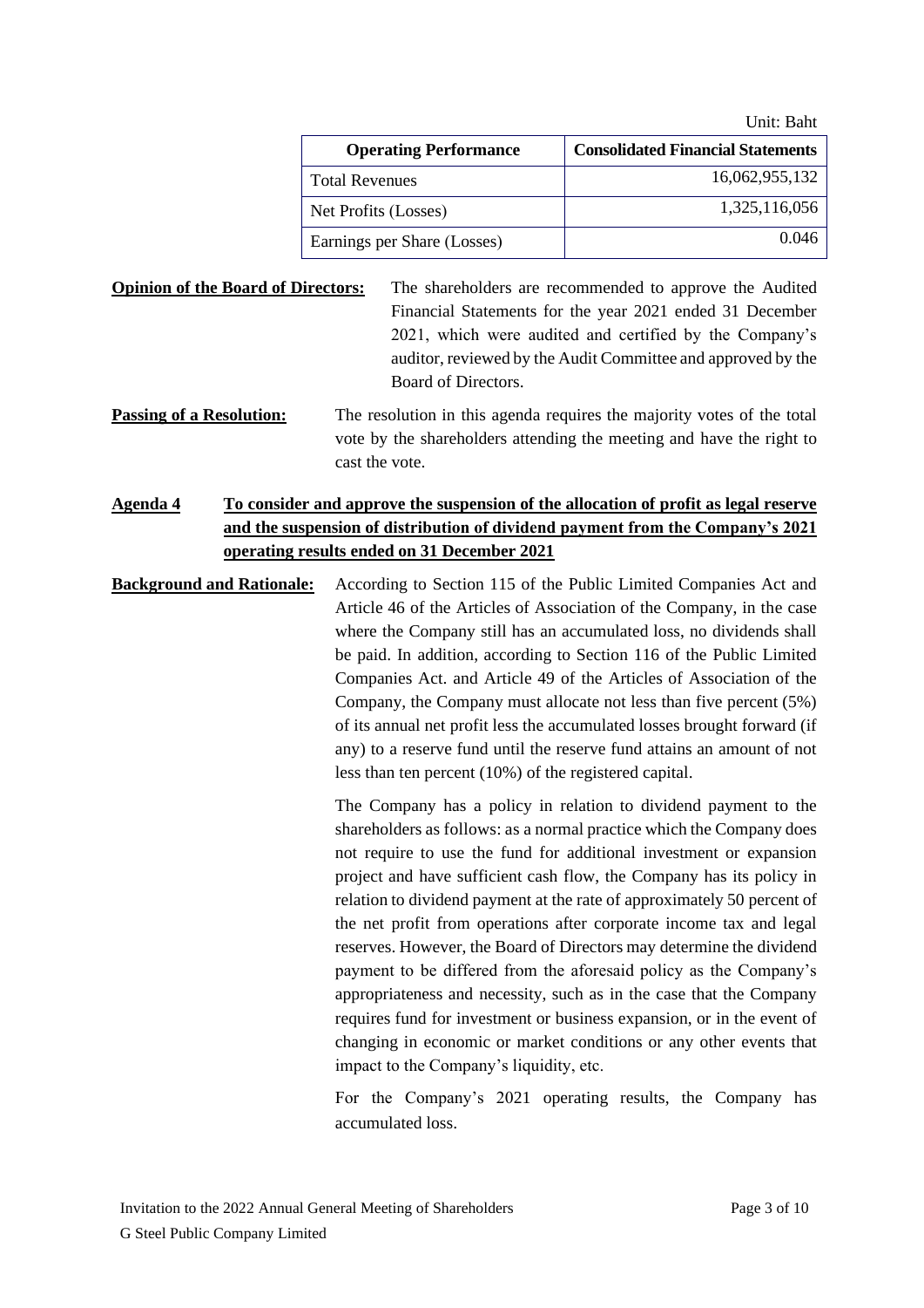Unit: Baht

| Operating Performance | Consolidated Financial Statements |
|---|---|
| Total Revenues | 16,062,955,132 |
| Net Profits (Losses) | 1,325,116,056 |
| Earnings per Share (Losses) | 0.046 |

**Opinion of the Board of Directors:** The shareholders are recommended to approve the Audited Financial Statements for the year 2021 ended 31 December 2021, which were audited and certified by the Company's auditor, reviewed by the Audit Committee and approved by the Board of Directors.

**Passing of a Resolution:** The resolution in this agenda requires the majority votes of the total vote by the shareholders attending the meeting and have the right to cast the vote.

**Agenda 4 To consider and approve the suspension of the allocation of profit as legal reserve and the suspension of distribution of dividend payment from the Company's 2021 operating results ended on 31 December 2021**

**Background and Rationale:** According to Section 115 of the Public Limited Companies Act and Article 46 of the Articles of Association of the Company, in the case where the Company still has an accumulated loss, no dividends shall be paid. In addition, according to Section 116 of the Public Limited Companies Act. and Article 49 of the Articles of Association of the Company, the Company must allocate not less than five percent (5%) of its annual net profit less the accumulated losses brought forward (if any) to a reserve fund until the reserve fund attains an amount of not less than ten percent (10%) of the registered capital.

The Company has a policy in relation to dividend payment to the shareholders as follows: as a normal practice which the Company does not require to use the fund for additional investment or expansion project and have sufficient cash flow, the Company has its policy in relation to dividend payment at the rate of approximately 50 percent of the net profit from operations after corporate income tax and legal reserves. However, the Board of Directors may determine the dividend payment to be differed from the aforesaid policy as the Company's appropriateness and necessity, such as in the case that the Company requires fund for investment or business expansion, or in the event of changing in economic or market conditions or any other events that impact to the Company's liquidity, etc.

For the Company's 2021 operating results, the Company has accumulated loss.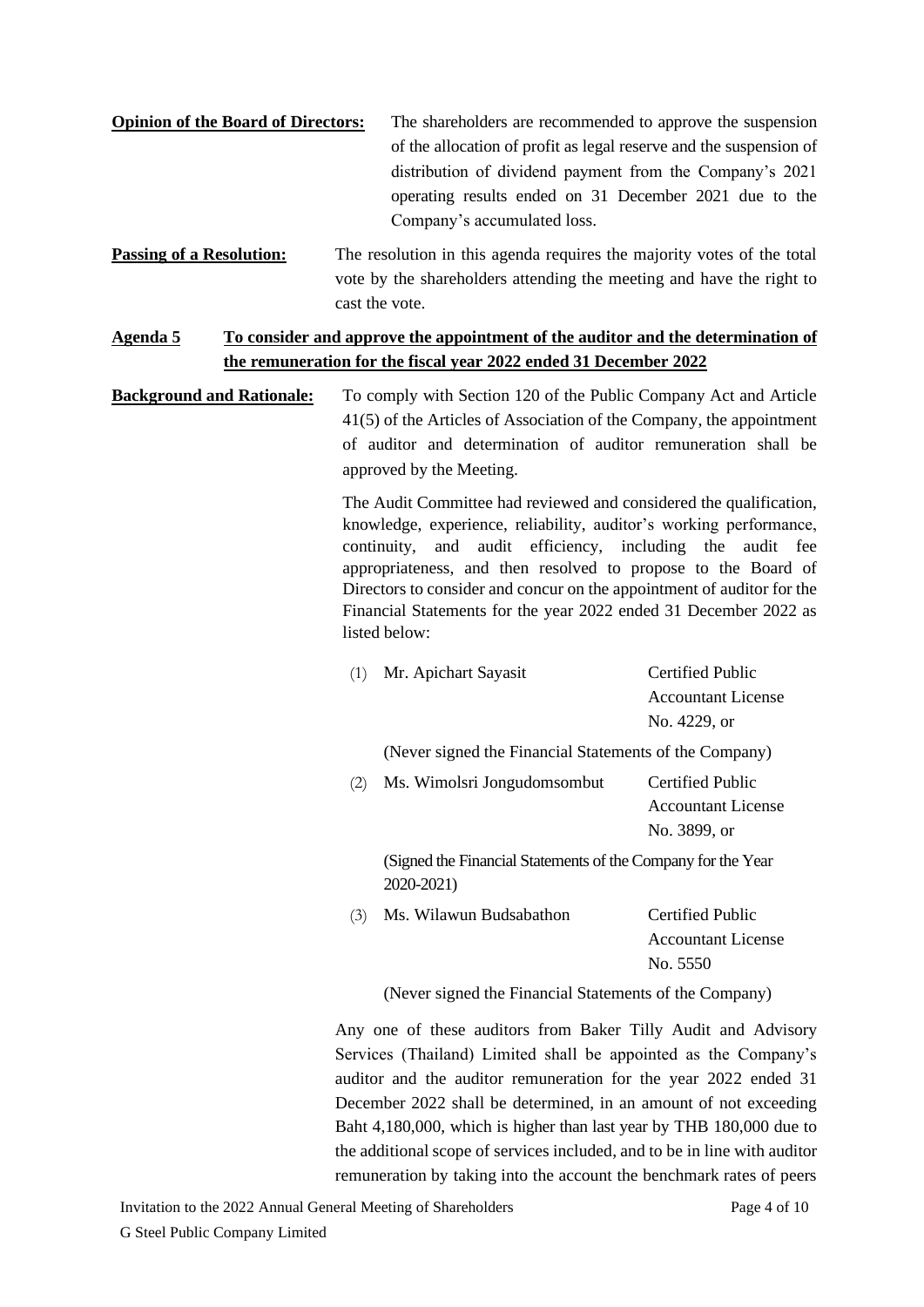**Opinion of the Board of Directors:** The shareholders are recommended to approve the suspension of the allocation of profit as legal reserve and the suspension of distribution of dividend payment from the Company's 2021 operating results ended on 31 December 2021 due to the Company's accumulated loss.

**Passing of a Resolution:** The resolution in this agenda requires the majority votes of the total vote by the shareholders attending the meeting and have the right to cast the vote.

## Agenda 5 To consider and approve the appointment of the auditor and the determination of the remuneration for the fiscal year 2022 ended 31 December 2022

**Background and Rationale:** To comply with Section 120 of the Public Company Act and Article 41(5) of the Articles of Association of the Company, the appointment of auditor and determination of auditor remuneration shall be approved by the Meeting.

The Audit Committee had reviewed and considered the qualification, knowledge, experience, reliability, auditor's working performance, continuity, and audit efficiency, including the audit fee appropriateness, and then resolved to propose to the Board of Directors to consider and concur on the appointment of auditor for the Financial Statements for the year 2022 ended 31 December 2022 as listed below:

(1) Mr. Apichart Sayasit — Certified Public Accountant License No. 4229, or

(Never signed the Financial Statements of the Company)

(2) Ms. Wimolsri Jongudomsombut — Certified Public Accountant License No. 3899, or

(Signed the Financial Statements of the Company for the Year 2020-2021)

(3) Ms. Wilawun Budsabathon — Certified Public Accountant License No. 5550

(Never signed the Financial Statements of the Company)

Any one of these auditors from Baker Tilly Audit and Advisory Services (Thailand) Limited shall be appointed as the Company's auditor and the auditor remuneration for the year 2022 ended 31 December 2022 shall be determined, in an amount of not exceeding Baht 4,180,000, which is higher than last year by THB 180,000 due to the additional scope of services included, and to be in line with auditor remuneration by taking into the account the benchmark rates of peers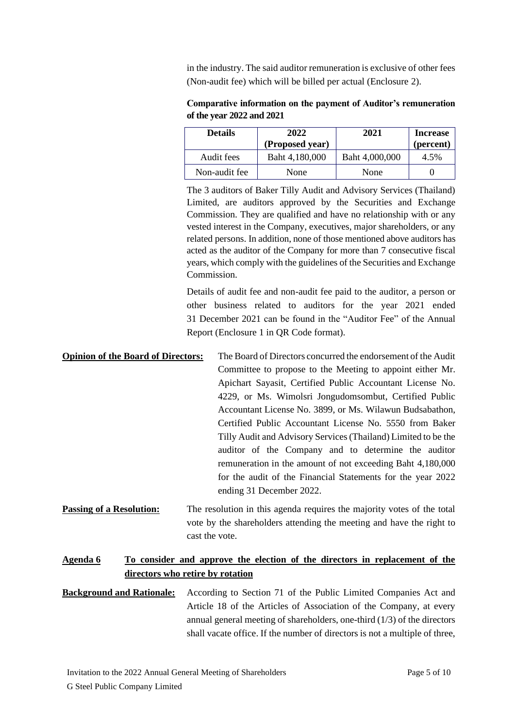in the industry. The said auditor remuneration is exclusive of other fees (Non-audit fee) which will be billed per actual (Enclosure 2).

**Comparative information on the payment of Auditor's remuneration of the year 2022 and 2021**

| Details | 2022 (Proposed year) | 2021 | Increase (percent) |
|---|---|---|---|
| Audit fees | Baht 4,180,000 | Baht 4,000,000 | 4.5% |
| Non-audit fee | None | None | 0 |

The 3 auditors of Baker Tilly Audit and Advisory Services (Thailand) Limited, are auditors approved by the Securities and Exchange Commission. They are qualified and have no relationship with or any vested interest in the Company, executives, major shareholders, or any related persons. In addition, none of those mentioned above auditors has acted as the auditor of the Company for more than 7 consecutive fiscal years, which comply with the guidelines of the Securities and Exchange Commission.

Details of audit fee and non-audit fee paid to the auditor, a person or other business related to auditors for the year 2021 ended 31 December 2021 can be found in the "Auditor Fee" of the Annual Report (Enclosure 1 in QR Code format).

**Opinion of the Board of Directors:** The Board of Directors concurred the endorsement of the Audit Committee to propose to the Meeting to appoint either Mr. Apichart Sayasit, Certified Public Accountant License No. 4229, or Ms. Wimolsri Jongudomsombut, Certified Public Accountant License No. 3899, or Ms. Wilawun Budsabathon, Certified Public Accountant License No. 5550 from Baker Tilly Audit and Advisory Services (Thailand) Limited to be the auditor of the Company and to determine the auditor remuneration in the amount of not exceeding Baht 4,180,000 for the audit of the Financial Statements for the year 2022 ending 31 December 2022.

**Passing of a Resolution:** The resolution in this agenda requires the majority votes of the total vote by the shareholders attending the meeting and have the right to cast the vote.

## Agenda 6 To consider and approve the election of the directors in replacement of the directors who retire by rotation

**Background and Rationale:** According to Section 71 of the Public Limited Companies Act and Article 18 of the Articles of Association of the Company, at every annual general meeting of shareholders, one-third (1/3) of the directors shall vacate office. If the number of directors is not a multiple of three,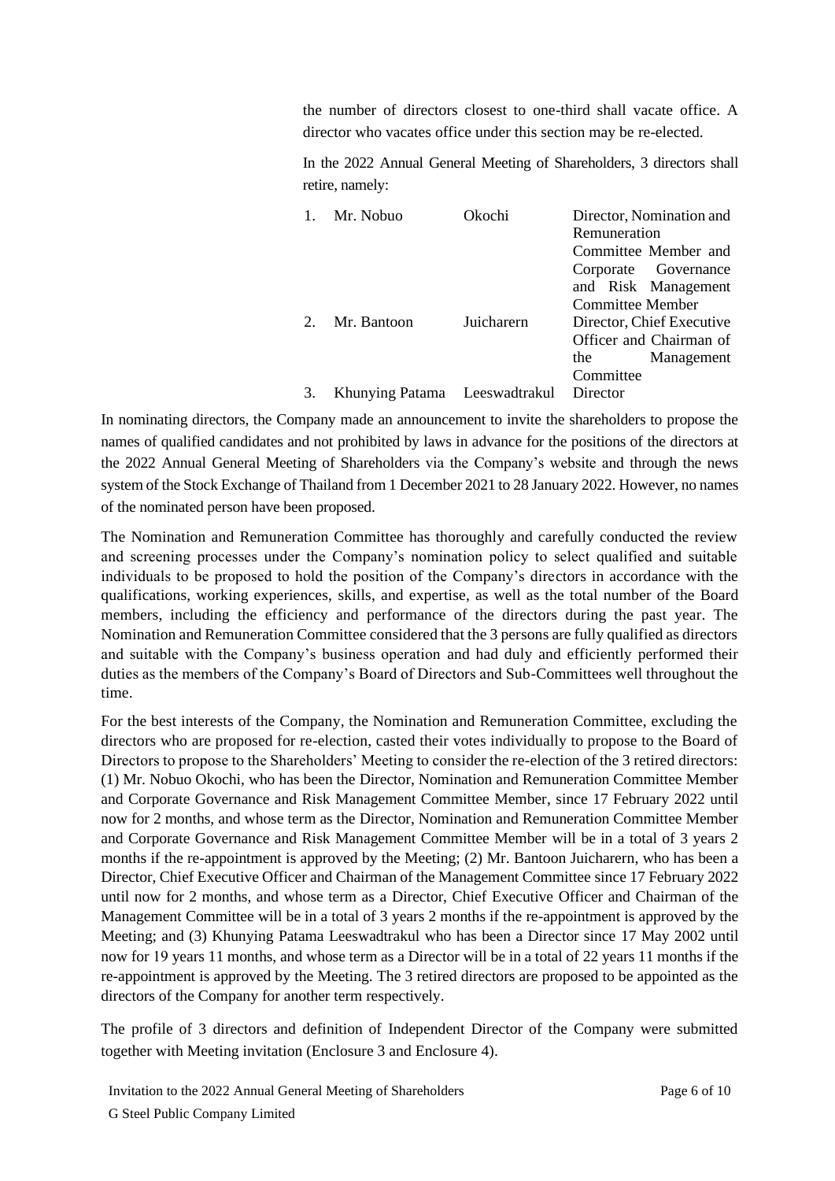the number of directors closest to one-third shall vacate office. A director who vacates office under this section may be re-elected.

In the 2022 Annual General Meeting of Shareholders, 3 directors shall retire, namely:

| No. | Name | Surname | Position |
|---|---|---|---|
| 1. | Mr. Nobuo | Okochi | Director, Nomination and Remuneration Committee Member and Corporate Governance and Risk Management Committee Member |
| 2. | Mr. Bantoon | Juicharern | Director, Chief Executive Officer and Chairman of the Management Committee |
| 3. | Khunying Patama | Leeswadtrakul | Director |

In nominating directors, the Company made an announcement to invite the shareholders to propose the names of qualified candidates and not prohibited by laws in advance for the positions of the directors at the 2022 Annual General Meeting of Shareholders via the Company's website and through the news system of the Stock Exchange of Thailand from 1 December 2021 to 28 January 2022. However, no names of the nominated person have been proposed.

The Nomination and Remuneration Committee has thoroughly and carefully conducted the review and screening processes under the Company's nomination policy to select qualified and suitable individuals to be proposed to hold the position of the Company's directors in accordance with the qualifications, working experiences, skills, and expertise, as well as the total number of the Board members, including the efficiency and performance of the directors during the past year. The Nomination and Remuneration Committee considered that the 3 persons are fully qualified as directors and suitable with the Company's business operation and had duly and efficiently performed their duties as the members of the Company's Board of Directors and Sub-Committees well throughout the time.

For the best interests of the Company, the Nomination and Remuneration Committee, excluding the directors who are proposed for re-election, casted their votes individually to propose to the Board of Directors to propose to the Shareholders' Meeting to consider the re-election of the 3 retired directors: (1) Mr. Nobuo Okochi, who has been the Director, Nomination and Remuneration Committee Member and Corporate Governance and Risk Management Committee Member, since 17 February 2022 until now for 2 months, and whose term as the Director, Nomination and Remuneration Committee Member and Corporate Governance and Risk Management Committee Member will be in a total of 3 years 2 months if the re-appointment is approved by the Meeting; (2) Mr. Bantoon Juicharern, who has been a Director, Chief Executive Officer and Chairman of the Management Committee since 17 February 2022 until now for 2 months, and whose term as a Director, Chief Executive Officer and Chairman of the Management Committee will be in a total of 3 years 2 months if the re-appointment is approved by the Meeting; and (3) Khunying Patama Leeswadtrakul who has been a Director since 17 May 2002 until now for 19 years 11 months, and whose term as a Director will be in a total of 22 years 11 months if the re-appointment is approved by the Meeting. The 3 retired directors are proposed to be appointed as the directors of the Company for another term respectively.

The profile of 3 directors and definition of Independent Director of the Company were submitted together with Meeting invitation (Enclosure 3 and Enclosure 4).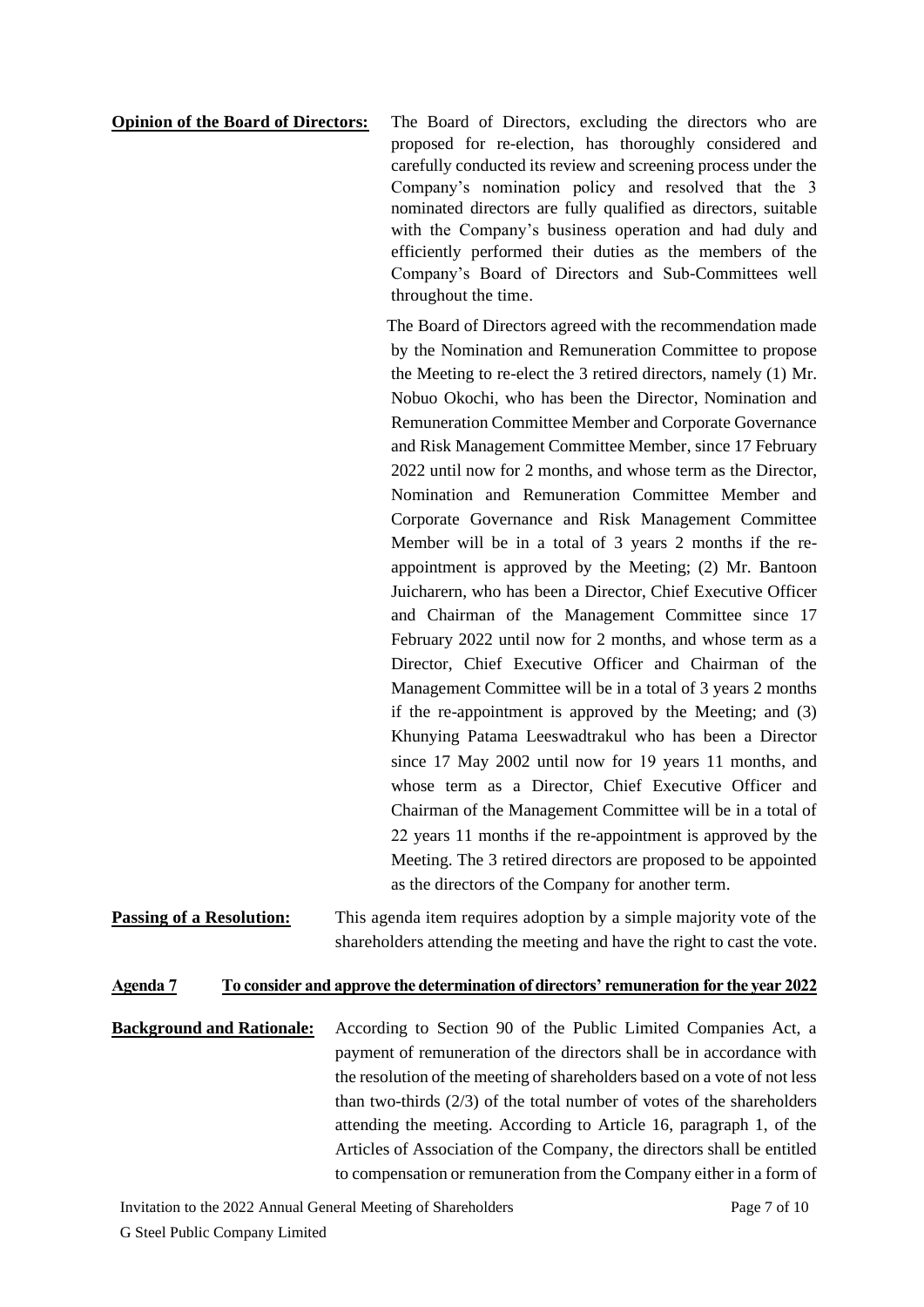**Opinion of the Board of Directors:** The Board of Directors, excluding the directors who are proposed for re-election, has thoroughly considered and carefully conducted its review and screening process under the Company's nomination policy and resolved that the 3 nominated directors are fully qualified as directors, suitable with the Company's business operation and had duly and efficiently performed their duties as the members of the Company's Board of Directors and Sub-Committees well throughout the time.

The Board of Directors agreed with the recommendation made by the Nomination and Remuneration Committee to propose the Meeting to re-elect the 3 retired directors, namely (1) Mr. Nobuo Okochi, who has been the Director, Nomination and Remuneration Committee Member and Corporate Governance and Risk Management Committee Member, since 17 February 2022 until now for 2 months, and whose term as the Director, Nomination and Remuneration Committee Member and Corporate Governance and Risk Management Committee Member will be in a total of 3 years 2 months if the re-appointment is approved by the Meeting; (2) Mr. Bantoon Juicharern, who has been a Director, Chief Executive Officer and Chairman of the Management Committee since 17 February 2022 until now for 2 months, and whose term as a Director, Chief Executive Officer and Chairman of the Management Committee will be in a total of 3 years 2 months if the re-appointment is approved by the Meeting; and (3) Khunying Patama Leeswadtrakul who has been a Director since 17 May 2002 until now for 19 years 11 months, and whose term as a Director, Chief Executive Officer and Chairman of the Management Committee will be in a total of 22 years 11 months if the re-appointment is approved by the Meeting. The 3 retired directors are proposed to be appointed as the directors of the Company for another term.

**Passing of a Resolution:** This agenda item requires adoption by a simple majority vote of the shareholders attending the meeting and have the right to cast the vote.

**Agenda 7 To consider and approve the determination of directors' remuneration for the year 2022**

**Background and Rationale:** According to Section 90 of the Public Limited Companies Act, a payment of remuneration of the directors shall be in accordance with the resolution of the meeting of shareholders based on a vote of not less than two-thirds (2/3) of the total number of votes of the shareholders attending the meeting. According to Article 16, paragraph 1, of the Articles of Association of the Company, the directors shall be entitled to compensation or remuneration from the Company either in a form of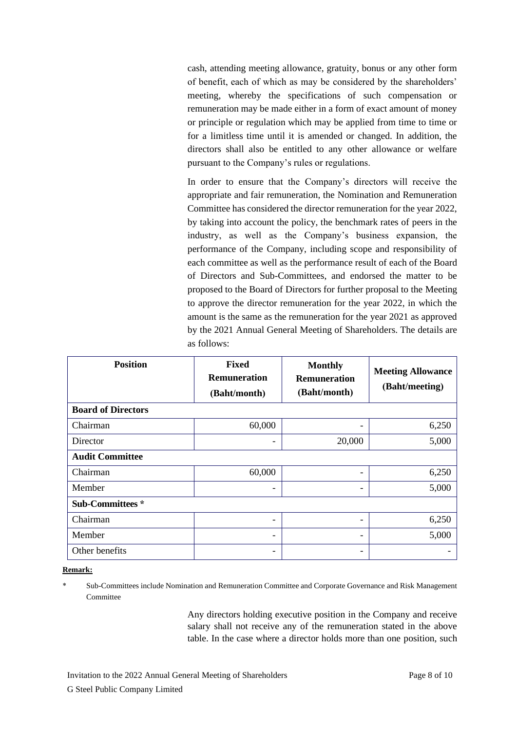cash, attending meeting allowance, gratuity, bonus or any other form of benefit, each of which as may be considered by the shareholders' meeting, whereby the specifications of such compensation or remuneration may be made either in a form of exact amount of money or principle or regulation which may be applied from time to time or for a limitless time until it is amended or changed. In addition, the directors shall also be entitled to any other allowance or welfare pursuant to the Company's rules or regulations.

In order to ensure that the Company's directors will receive the appropriate and fair remuneration, the Nomination and Remuneration Committee has considered the director remuneration for the year 2022, by taking into account the policy, the benchmark rates of peers in the industry, as well as the Company's business expansion, the performance of the Company, including scope and responsibility of each committee as well as the performance result of each of the Board of Directors and Sub-Committees, and endorsed the matter to be proposed to the Board of Directors for further proposal to the Meeting to approve the director remuneration for the year 2022, in which the amount is the same as the remuneration for the year 2021 as approved by the 2021 Annual General Meeting of Shareholders. The details are as follows:

| Position | Fixed Remuneration (Baht/month) | Monthly Remuneration (Baht/month) | Meeting Allowance (Baht/meeting) |
|---|---|---|---|
| **Board of Directors** | | | |
| Chairman | 60,000 | - | 6,250 |
| Director | - | 20,000 | 5,000 |
| **Audit Committee** | | | |
| Chairman | 60,000 | - | 6,250 |
| Member | - | - | 5,000 |
| **Sub-Committees \*** | | | |
| Chairman | - | - | 6,250 |
| Member | - | - | 5,000 |
| Other benefits | - | - | - |

**Remark:**

\* Sub-Committees include Nomination and Remuneration Committee and Corporate Governance and Risk Management Committee

Any directors holding executive position in the Company and receive salary shall not receive any of the remuneration stated in the above table. In the case where a director holds more than one position, such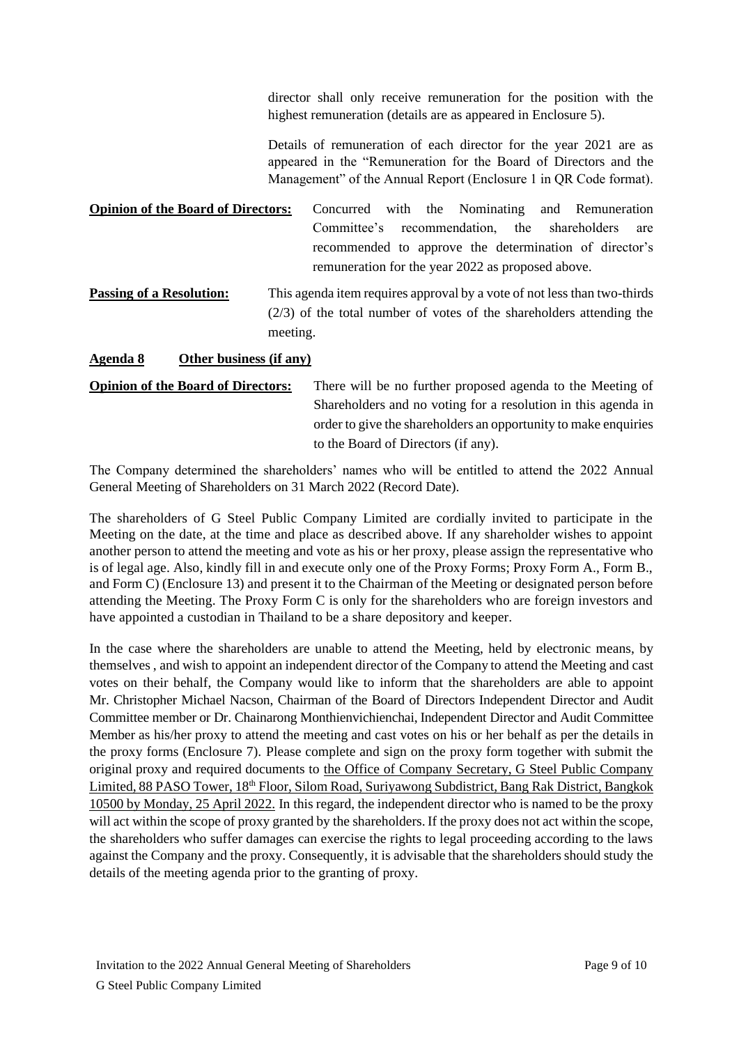director shall only receive remuneration for the position with the highest remuneration (details are as appeared in Enclosure 5).

Details of remuneration of each director for the year 2021 are as appeared in the "Remuneration for the Board of Directors and the Management" of the Annual Report (Enclosure 1 in QR Code format).

**Opinion of the Board of Directors:** Concurred with the Nominating and Remuneration Committee's recommendation, the shareholders are recommended to approve the determination of director's remuneration for the year 2022 as proposed above.

**Passing of a Resolution:** This agenda item requires approval by a vote of not less than two-thirds (2/3) of the total number of votes of the shareholders attending the meeting.

**Agenda 8 Other business (if any)**

**Opinion of the Board of Directors:** There will be no further proposed agenda to the Meeting of Shareholders and no voting for a resolution in this agenda in order to give the shareholders an opportunity to make enquiries to the Board of Directors (if any).

The Company determined the shareholders' names who will be entitled to attend the 2022 Annual General Meeting of Shareholders on 31 March 2022 (Record Date).

The shareholders of G Steel Public Company Limited are cordially invited to participate in the Meeting on the date, at the time and place as described above. If any shareholder wishes to appoint another person to attend the meeting and vote as his or her proxy, please assign the representative who is of legal age. Also, kindly fill in and execute only one of the Proxy Forms; Proxy Form A., Form B., and Form C) (Enclosure 13) and present it to the Chairman of the Meeting or designated person before attending the Meeting. The Proxy Form C is only for the shareholders who are foreign investors and have appointed a custodian in Thailand to be a share depository and keeper.

In the case where the shareholders are unable to attend the Meeting, held by electronic means, by themselves , and wish to appoint an independent director of the Company to attend the Meeting and cast votes on their behalf, the Company would like to inform that the shareholders are able to appoint Mr. Christopher Michael Nacson, Chairman of the Board of Directors Independent Director and Audit Committee member or Dr. Chainarong Monthienvichienchai, Independent Director and Audit Committee Member as his/her proxy to attend the meeting and cast votes on his or her behalf as per the details in the proxy forms (Enclosure 7). Please complete and sign on the proxy form together with submit the original proxy and required documents to the Office of Company Secretary, G Steel Public Company Limited, 88 PASO Tower, 18th Floor, Silom Road, Suriyawong Subdistrict, Bang Rak District, Bangkok 10500 by Monday, 25 April 2022. In this regard, the independent director who is named to be the proxy will act within the scope of proxy granted by the shareholders. If the proxy does not act within the scope, the shareholders who suffer damages can exercise the rights to legal proceeding according to the laws against the Company and the proxy. Consequently, it is advisable that the shareholders should study the details of the meeting agenda prior to the granting of proxy.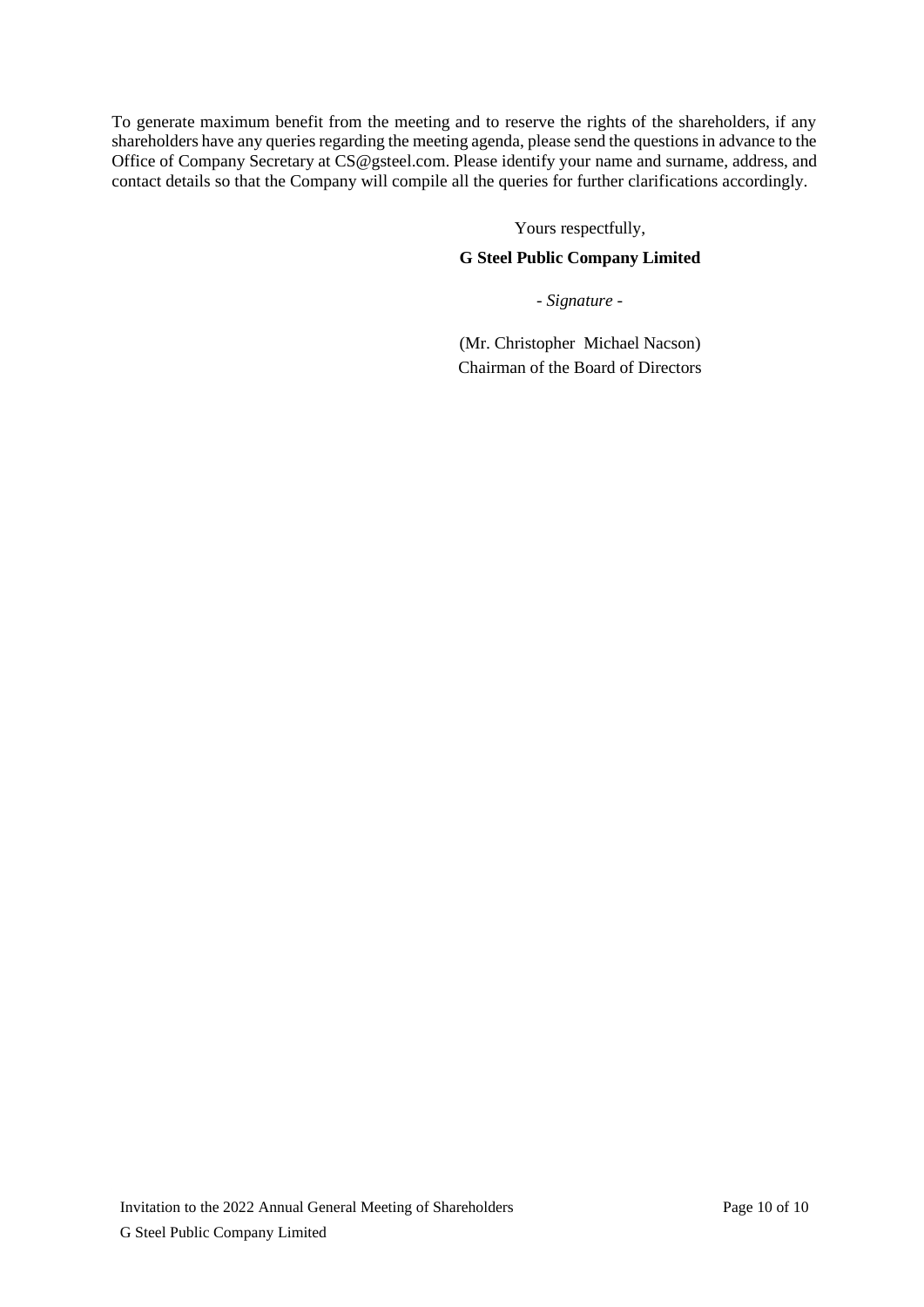To generate maximum benefit from the meeting and to reserve the rights of the shareholders, if any shareholders have any queries regarding the meeting agenda, please send the questions in advance to the Office of Company Secretary at CS@gsteel.com. Please identify your name and surname, address, and contact details so that the Company will compile all the queries for further clarifications accordingly.

Yours respectfully,

**G Steel Public Company Limited**

*- Signature -*

(Mr. Christopher Michael Nacson)
Chairman of the Board of Directors